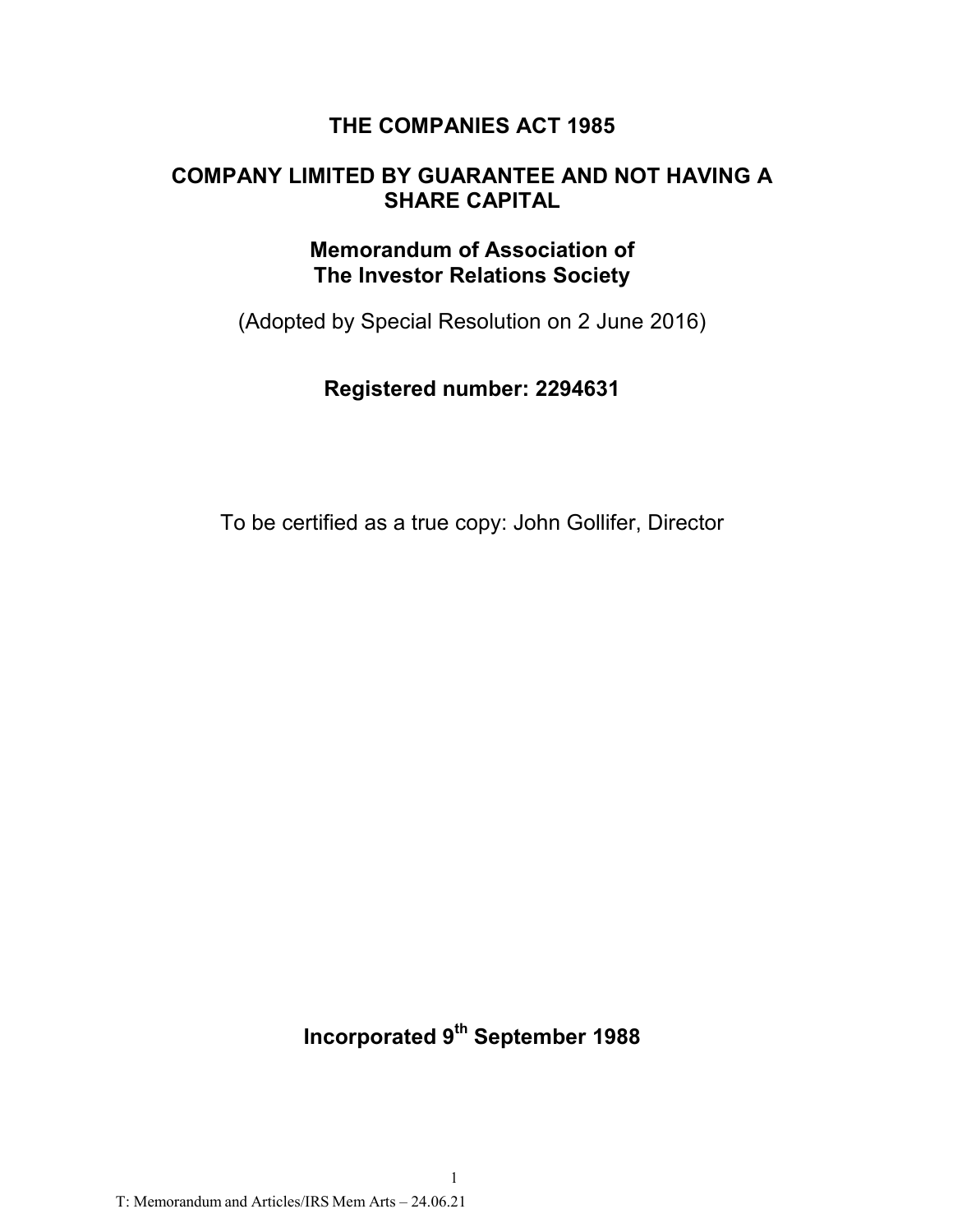# THE COMPANIES ACT 1985

## COMPANY LIMITED BY GUARANTEE AND NOT HAVING A SHARE CAPITAL

## Memorandum of Association of The Investor Relations Society

(Adopted by Special Resolution on 2 June 2016)

**Registered number: 2294631**

To be certified as a true copy: John Gollifer, Director

**Incorporated 9th September 1988**

T: Memorandum and Articles/IRS Mem Arts – 24.06.21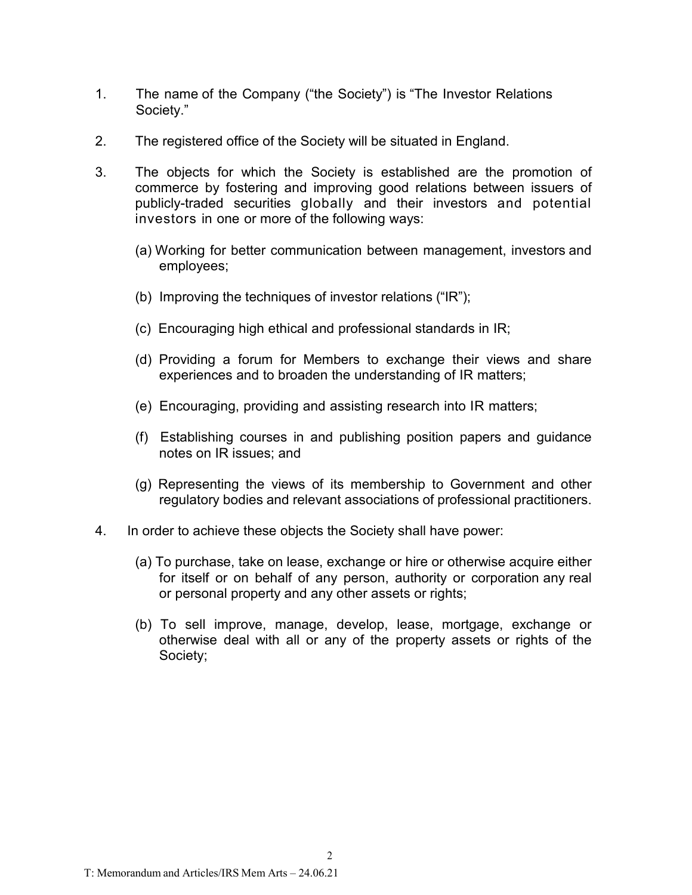1. The name of the Company ("the Society") is "The Investor Relations Society."

2. The registered office of the Society will be situated in England.

3. The objects for which the Society is established are the promotion of commerce by fostering and improving good relations between issuers of publicly-traded securities globally and their investors and potential investors in one or more of the following ways:

   (a) Working for better communication between management, investors and employees;

   (b) Improving the techniques of investor relations ("IR");

   (c) Encouraging high ethical and professional standards in IR;

   (d) Providing a forum for Members to exchange their views and share experiences and to broaden the understanding of IR matters;

   (e) Encouraging, providing and assisting research into IR matters;

   (f) Establishing courses in and publishing position papers and guidance notes on IR issues; and

   (g) Representing the views of its membership to Government and other regulatory bodies and relevant associations of professional practitioners.

4. In order to achieve these objects the Society shall have power:

   (a) To purchase, take on lease, exchange or hire or otherwise acquire either for itself or on behalf of any person, authority or corporation any real or personal property and any other assets or rights;

   (b) To sell improve, manage, develop, lease, mortgage, exchange or otherwise deal with all or any of the property assets or rights of the Society;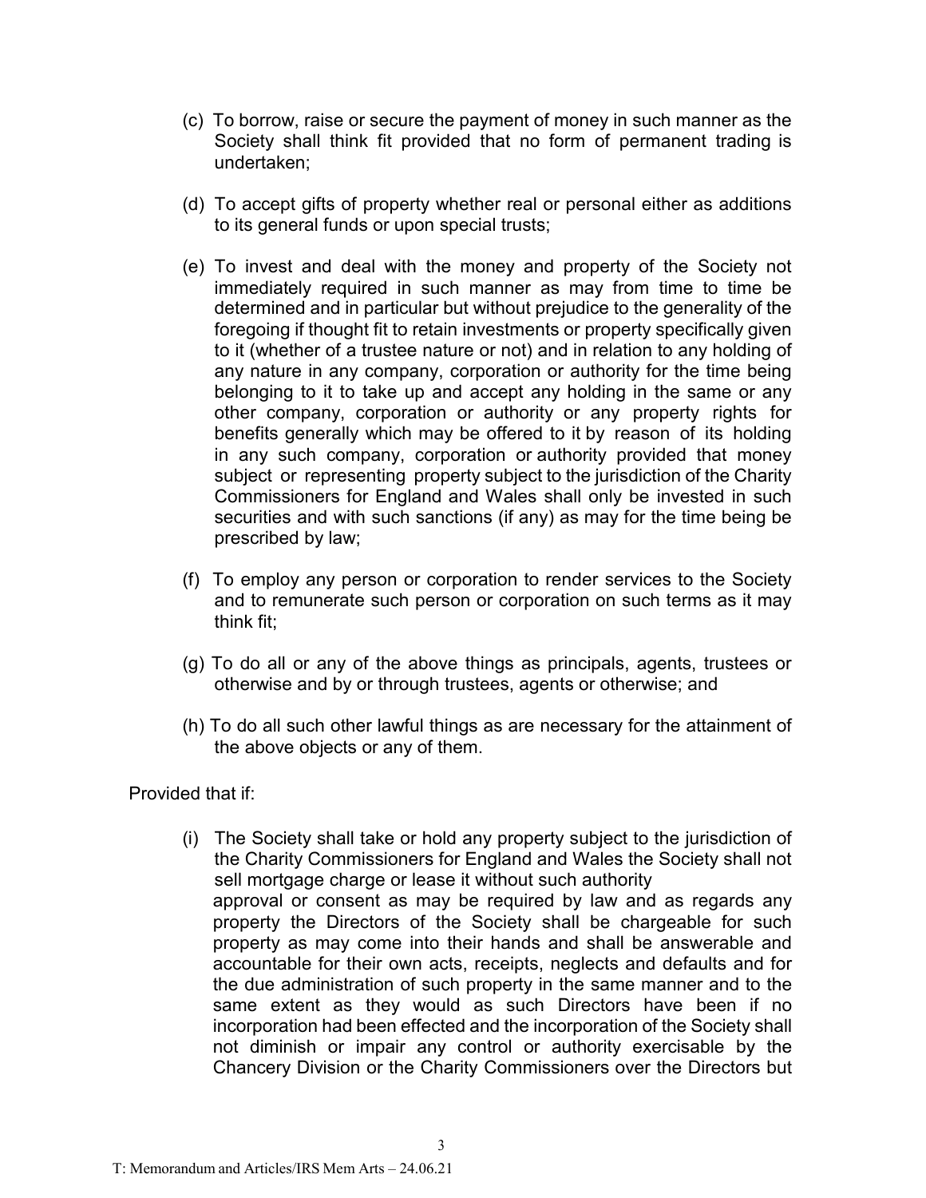(c) To borrow, raise or secure the payment of money in such manner as the Society shall think fit provided that no form of permanent trading is undertaken;

(d) To accept gifts of property whether real or personal either as additions to its general funds or upon special trusts;

(e) To invest and deal with the money and property of the Society not immediately required in such manner as may from time to time be determined and in particular but without prejudice to the generality of the foregoing if thought fit to retain investments or property specifically given to it (whether of a trustee nature or not) and in relation to any holding of any nature in any company, corporation or authority for the time being belonging to it to take up and accept any holding in the same or any other company, corporation or authority or any property rights for benefits generally which may be offered to it by reason of its holding in any such company, corporation or authority provided that money subject or representing property subject to the jurisdiction of the Charity Commissioners for England and Wales shall only be invested in such securities and with such sanctions (if any) as may for the time being be prescribed by law;

(f) To employ any person or corporation to render services to the Society and to remunerate such person or corporation on such terms as it may think fit;

(g) To do all or any of the above things as principals, agents, trustees or otherwise and by or through trustees, agents or otherwise; and

(h) To do all such other lawful things as are necessary for the attainment of the above objects or any of them.

Provided that if:

(i) The Society shall take or hold any property subject to the jurisdiction of the Charity Commissioners for England and Wales the Society shall not sell mortgage charge or lease it without such authority approval or consent as may be required by law and as regards any property the Directors of the Society shall be chargeable for such property as may come into their hands and shall be answerable and accountable for their own acts, receipts, neglects and defaults and for the due administration of such property in the same manner and to the same extent as they would as such Directors have been if no incorporation had been effected and the incorporation of the Society shall not diminish or impair any control or authority exercisable by the Chancery Division or the Charity Commissioners over the Directors but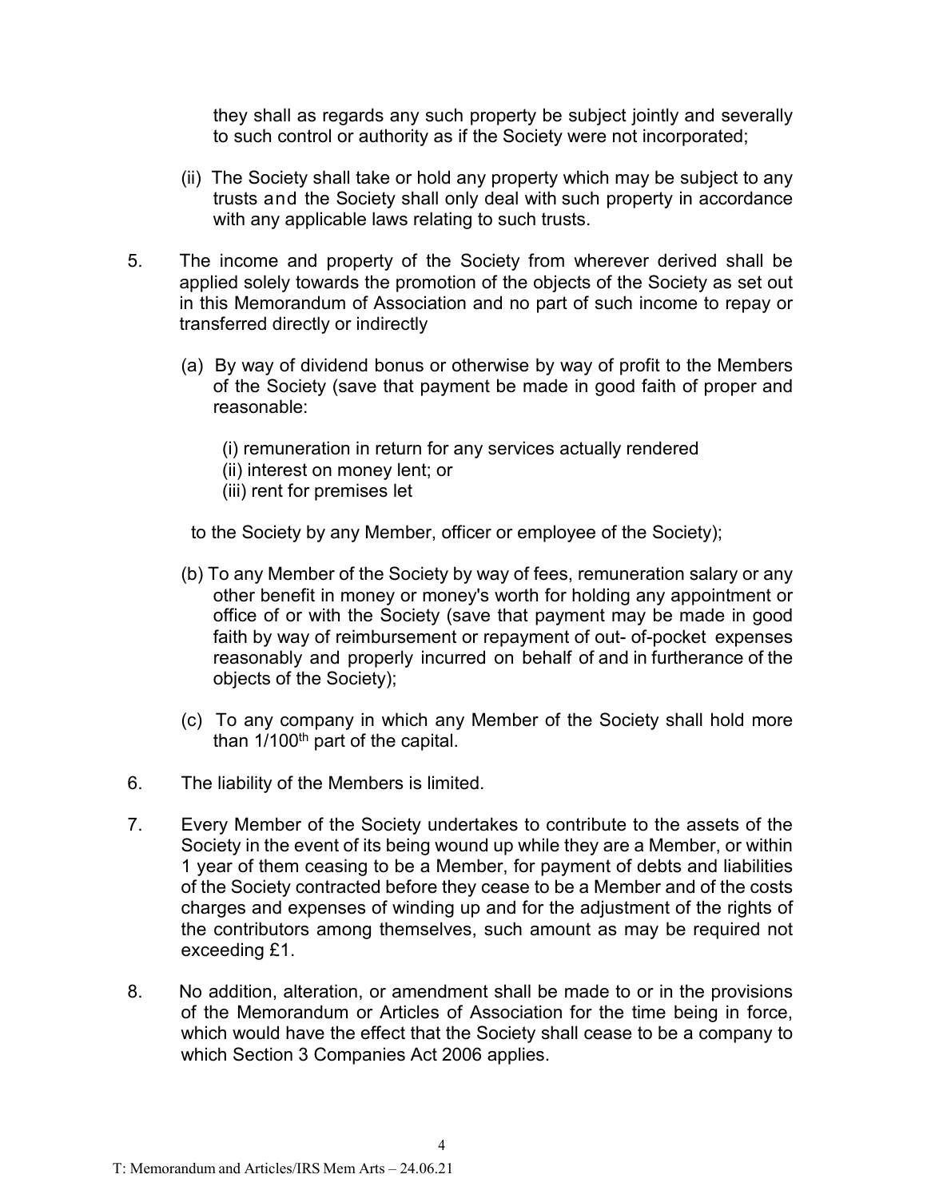they shall as regards any such property be subject jointly and severally to such control or authority as if the Society were not incorporated;

(ii) The Society shall take or hold any property which may be subject to any trusts and the Society shall only deal with such property in accordance with any applicable laws relating to such trusts.

5. The income and property of the Society from wherever derived shall be applied solely towards the promotion of the objects of the Society as set out in this Memorandum of Association and no part of such income to repay or transferred directly or indirectly

   (a) By way of dividend bonus or otherwise by way of profit to the Members of the Society (save that payment be made in good faith of proper and reasonable:

      (i) remuneration in return for any services actually rendered
      (ii) interest on money lent; or
      (iii) rent for premises let

   to the Society by any Member, officer or employee of the Society);

   (b) To any Member of the Society by way of fees, remuneration salary or any other benefit in money or money's worth for holding any appointment or office of or with the Society (save that payment may be made in good faith by way of reimbursement or repayment of out- of-pocket expenses reasonably and properly incurred on behalf of and in furtherance of the objects of the Society);

   (c) To any company in which any Member of the Society shall hold more than 1/100th part of the capital.

6. The liability of the Members is limited.

7. Every Member of the Society undertakes to contribute to the assets of the Society in the event of its being wound up while they are a Member, or within 1 year of them ceasing to be a Member, for payment of debts and liabilities of the Society contracted before they cease to be a Member and of the costs charges and expenses of winding up and for the adjustment of the rights of the contributors among themselves, such amount as may be required not exceeding £1.

8. No addition, alteration, or amendment shall be made to or in the provisions of the Memorandum or Articles of Association for the time being in force, which would have the effect that the Society shall cease to be a company to which Section 3 Companies Act 2006 applies.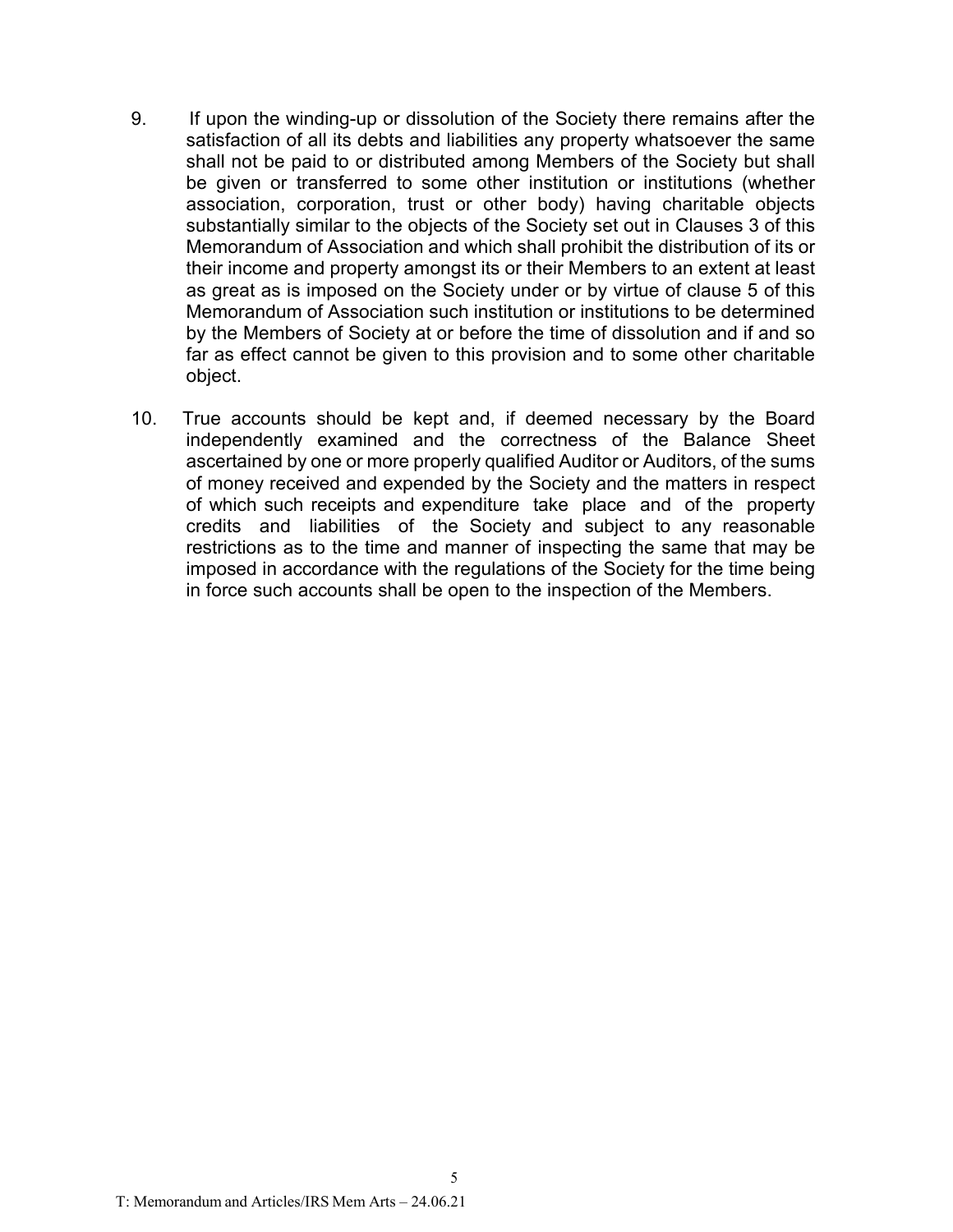9. If upon the winding-up or dissolution of the Society there remains after the satisfaction of all its debts and liabilities any property whatsoever the same shall not be paid to or distributed among Members of the Society but shall be given or transferred to some other institution or institutions (whether association, corporation, trust or other body) having charitable objects substantially similar to the objects of the Society set out in Clauses 3 of this Memorandum of Association and which shall prohibit the distribution of its or their income and property amongst its or their Members to an extent at least as great as is imposed on the Society under or by virtue of clause 5 of this Memorandum of Association such institution or institutions to be determined by the Members of Society at or before the time of dissolution and if and so far as effect cannot be given to this provision and to some other charitable object.

10. True accounts should be kept and, if deemed necessary by the Board independently examined and the correctness of the Balance Sheet ascertained by one or more properly qualified Auditor or Auditors, of the sums of money received and expended by the Society and the matters in respect of which such receipts and expenditure take place and of the property credits and liabilities of the Society and subject to any reasonable restrictions as to the time and manner of inspecting the same that may be imposed in accordance with the regulations of the Society for the time being in force such accounts shall be open to the inspection of the Members.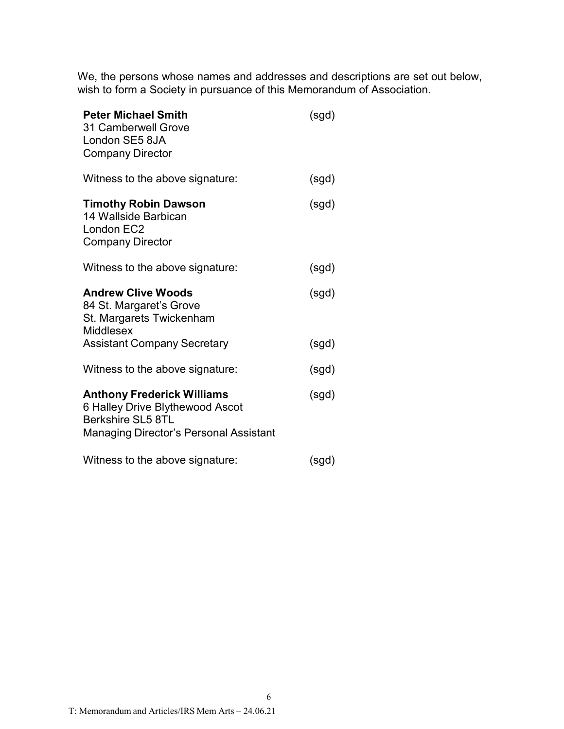We, the persons whose names and addresses and descriptions are set out below, wish to form a Society in pursuance of this Memorandum of Association.

**Peter Michael Smith** (sgd)
31 Camberwell Grove
London SE5 8JA
Company Director

Witness to the above signature: (sgd)

**Timothy Robin Dawson** (sgd)
14 Wallside Barbican
London EC2
Company Director

Witness to the above signature: (sgd)

**Andrew Clive Woods** (sgd)
84 St. Margaret's Grove
St. Margarets Twickenham
Middlesex
Assistant Company Secretary (sgd)

Witness to the above signature: (sgd)

**Anthony Frederick Williams** (sgd)
6 Halley Drive Blythewood Ascot
Berkshire SL5 8TL
Managing Director's Personal Assistant

Witness to the above signature: (sgd)

T: Memorandum and Articles/IRS Mem Arts – 24.06.21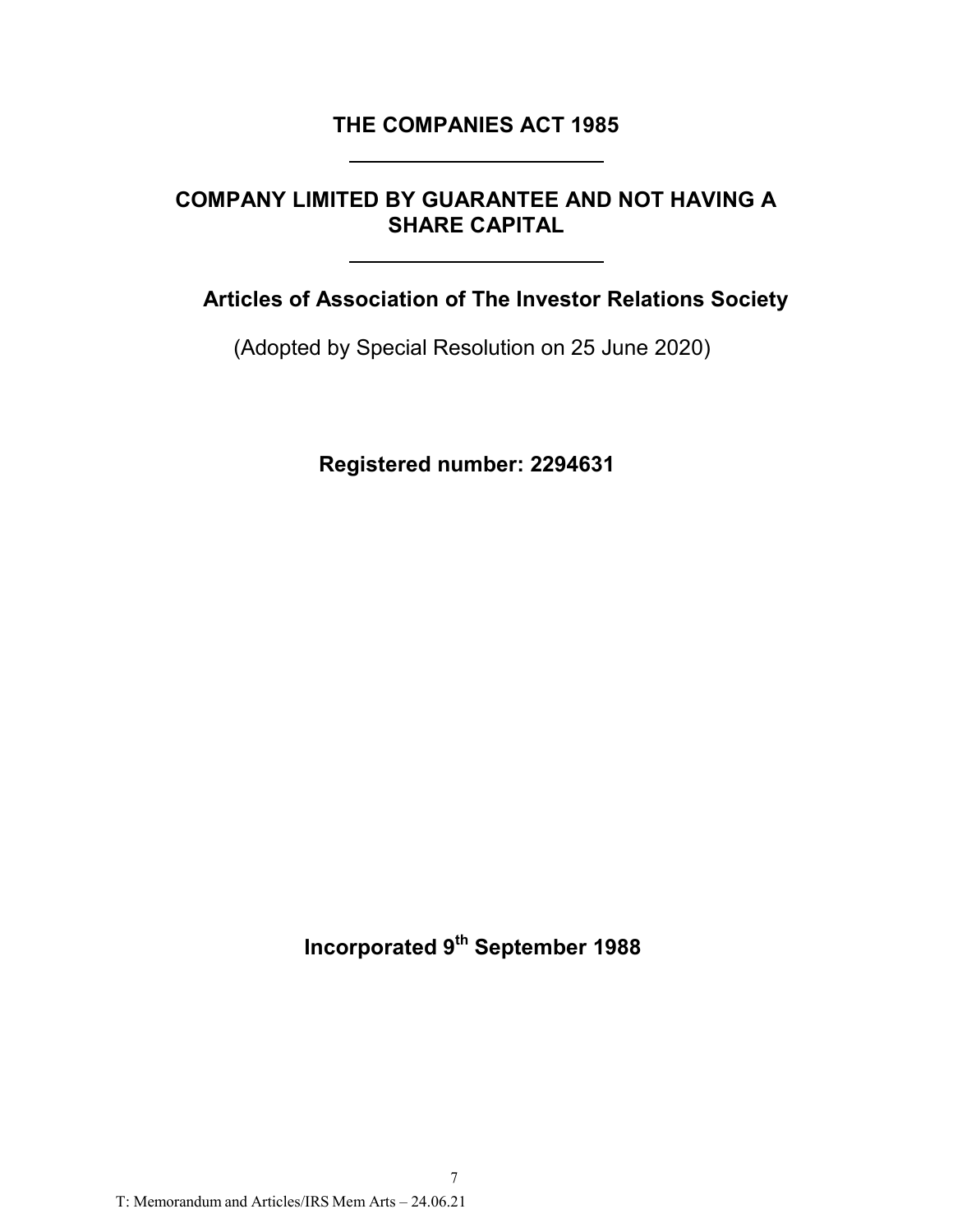# THE COMPANIES ACT 1985

---

## COMPANY LIMITED BY GUARANTEE AND NOT HAVING A SHARE CAPITAL

---

### Articles of Association of The Investor Relations Society

(Adopted by Special Resolution on 25 June 2020)

**Registered number: 2294631**

**Incorporated 9th September 1988**

T: Memorandum and Articles/IRS Mem Arts – 24.06.21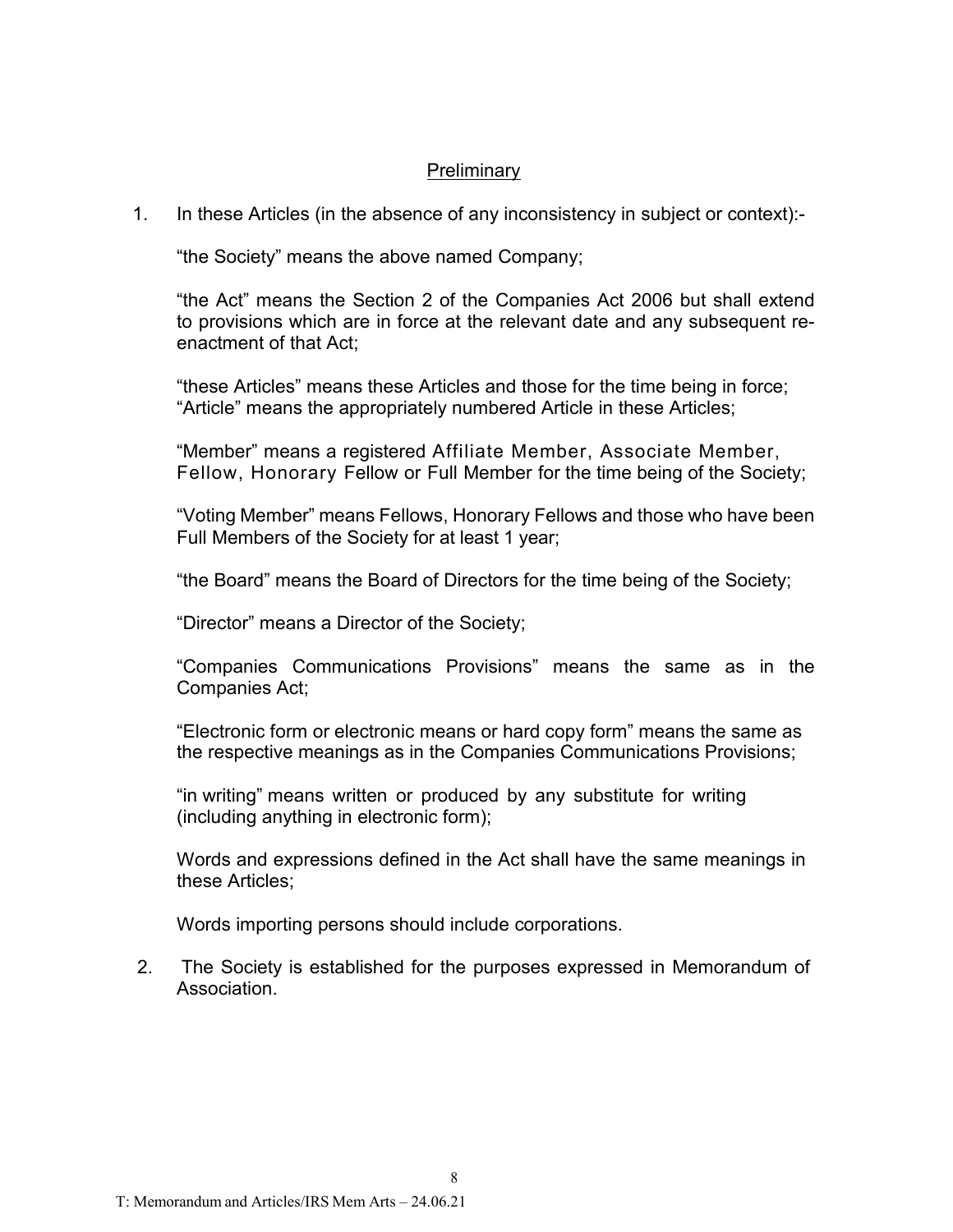## Preliminary

1. In these Articles (in the absence of any inconsistency in subject or context):-

   "the Society" means the above named Company;

   "the Act" means the Section 2 of the Companies Act 2006 but shall extend to provisions which are in force at the relevant date and any subsequent re-enactment of that Act;

   "these Articles" means these Articles and those for the time being in force; "Article" means the appropriately numbered Article in these Articles;

   "Member" means a registered Affiliate Member, Associate Member, Fellow, Honorary Fellow or Full Member for the time being of the Society;

   "Voting Member" means Fellows, Honorary Fellows and those who have been Full Members of the Society for at least 1 year;

   "the Board" means the Board of Directors for the time being of the Society;

   "Director" means a Director of the Society;

   "Companies Communications Provisions" means the same as in the Companies Act;

   "Electronic form or electronic means or hard copy form" means the same as the respective meanings as in the Companies Communications Provisions;

   "in writing" means written or produced by any substitute for writing (including anything in electronic form);

   Words and expressions defined in the Act shall have the same meanings in these Articles;

   Words importing persons should include corporations.

2. The Society is established for the purposes expressed in Memorandum of Association.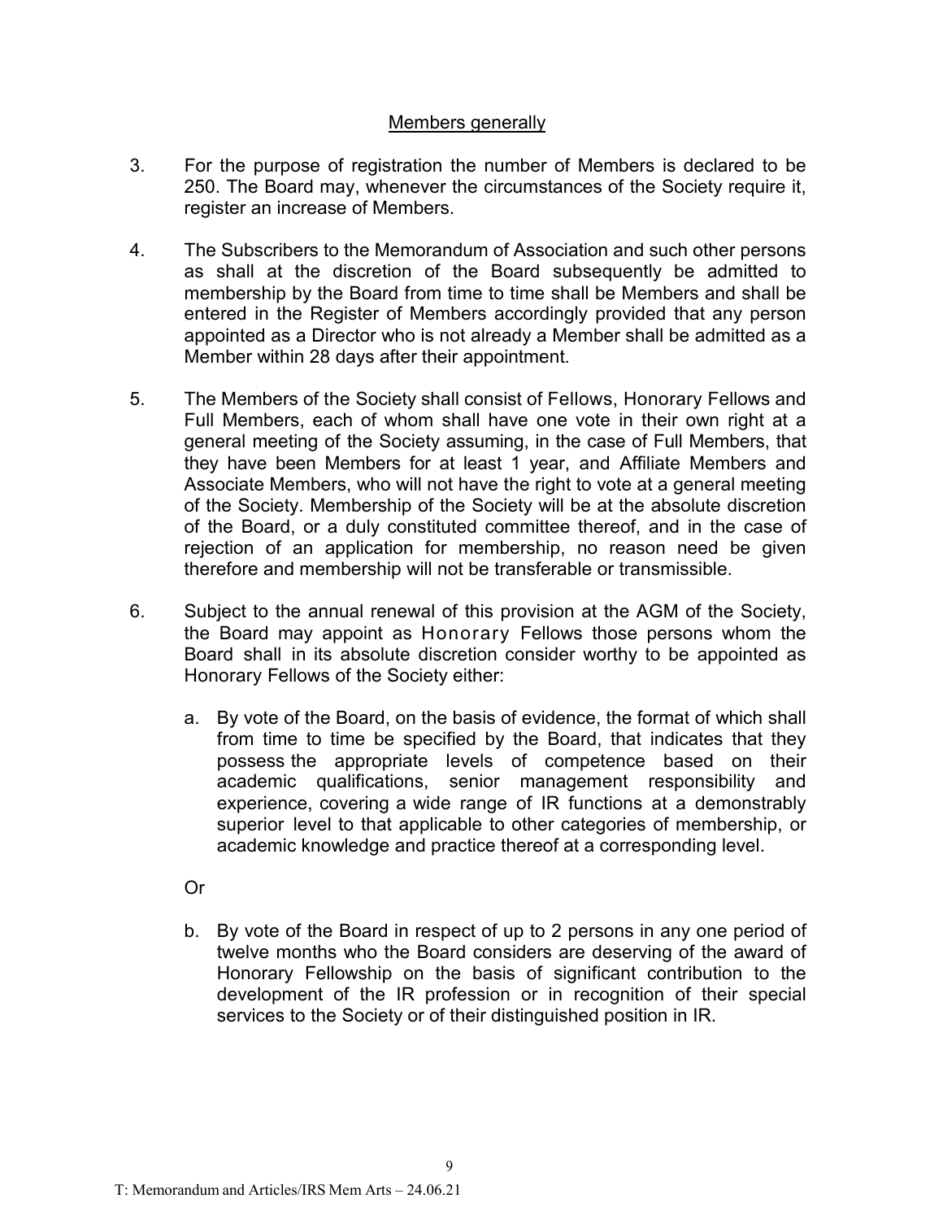## Members generally

3. For the purpose of registration the number of Members is declared to be 250. The Board may, whenever the circumstances of the Society require it, register an increase of Members.

4. The Subscribers to the Memorandum of Association and such other persons as shall at the discretion of the Board subsequently be admitted to membership by the Board from time to time shall be Members and shall be entered in the Register of Members accordingly provided that any person appointed as a Director who is not already a Member shall be admitted as a Member within 28 days after their appointment.

5. The Members of the Society shall consist of Fellows, Honorary Fellows and Full Members, each of whom shall have one vote in their own right at a general meeting of the Society assuming, in the case of Full Members, that they have been Members for at least 1 year, and Affiliate Members and Associate Members, who will not have the right to vote at a general meeting of the Society. Membership of the Society will be at the absolute discretion of the Board, or a duly constituted committee thereof, and in the case of rejection of an application for membership, no reason need be given therefore and membership will not be transferable or transmissible.

6. Subject to the annual renewal of this provision at the AGM of the Society, the Board may appoint as Honorary Fellows those persons whom the Board shall in its absolute discretion consider worthy to be appointed as Honorary Fellows of the Society either:

   a. By vote of the Board, on the basis of evidence, the format of which shall from time to time be specified by the Board, that indicates that they possess the appropriate levels of competence based on their academic qualifications, senior management responsibility and experience, covering a wide range of IR functions at a demonstrably superior level to that applicable to other categories of membership, or academic knowledge and practice thereof at a corresponding level.

   Or

   b. By vote of the Board in respect of up to 2 persons in any one period of twelve months who the Board considers are deserving of the award of Honorary Fellowship on the basis of significant contribution to the development of the IR profession or in recognition of their special services to the Society or of their distinguished position in IR.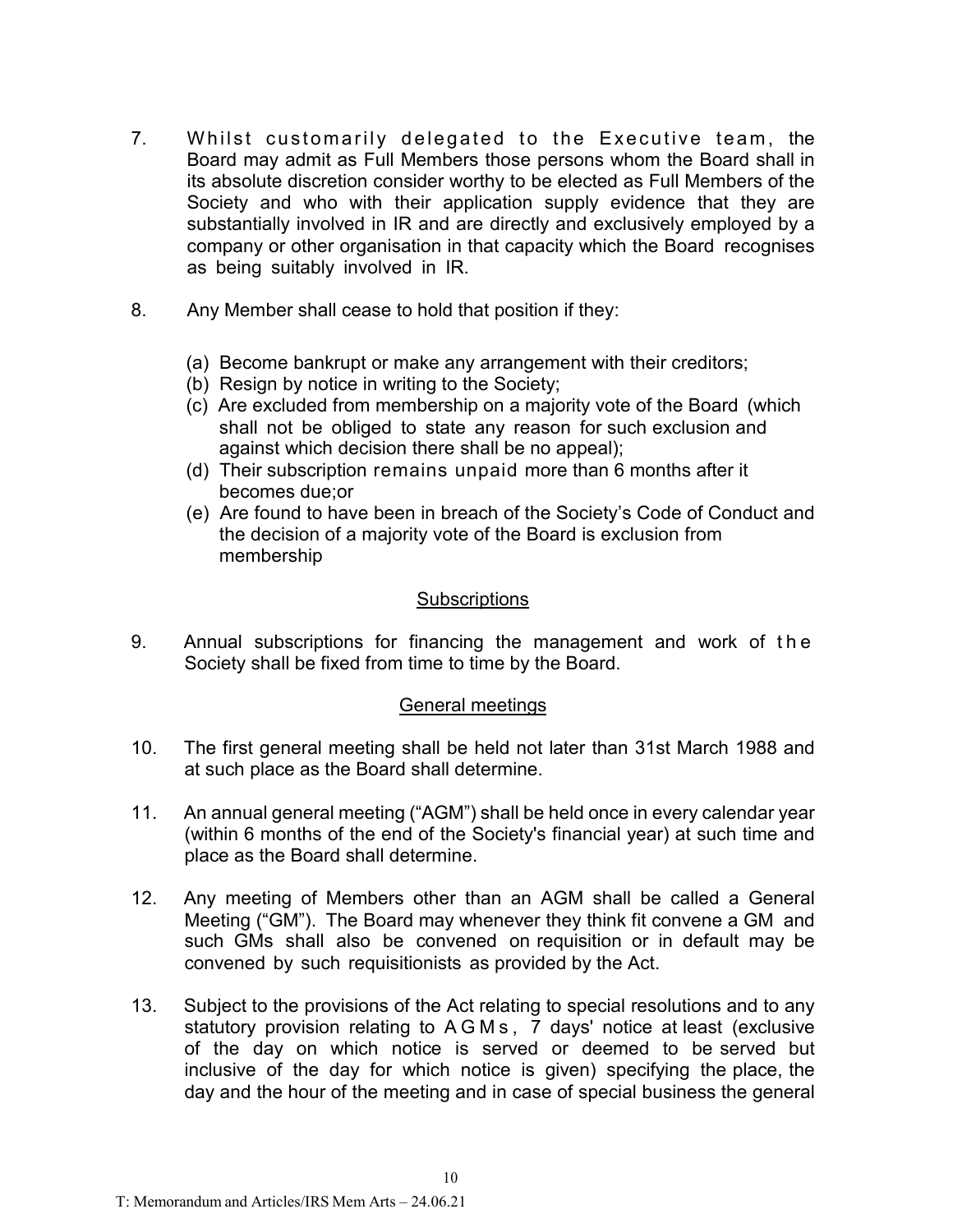7. Whilst customarily delegated to the Executive team, the Board may admit as Full Members those persons whom the Board shall in its absolute discretion consider worthy to be elected as Full Members of the Society and who with their application supply evidence that they are substantially involved in IR and are directly and exclusively employed by a company or other organisation in that capacity which the Board recognises as being suitably involved in IR.

8. Any Member shall cease to hold that position if they:

   (a) Become bankrupt or make any arrangement with their creditors;
   (b) Resign by notice in writing to the Society;
   (c) Are excluded from membership on a majority vote of the Board (which shall not be obliged to state any reason for such exclusion and against which decision there shall be no appeal);
   (d) Their subscription remains unpaid more than 6 months after it becomes due;or
   (e) Are found to have been in breach of the Society's Code of Conduct and the decision of a majority vote of the Board is exclusion from membership

## Subscriptions

9. Annual subscriptions for financing the management and work of the Society shall be fixed from time to time by the Board.

## General meetings

10. The first general meeting shall be held not later than 31st March 1988 and at such place as the Board shall determine.

11. An annual general meeting ("AGM") shall be held once in every calendar year (within 6 months of the end of the Society's financial year) at such time and place as the Board shall determine.

12. Any meeting of Members other than an AGM shall be called a General Meeting ("GM"). The Board may whenever they think fit convene a GM and such GMs shall also be convened on requisition or in default may be convened by such requisitionists as provided by the Act.

13. Subject to the provisions of the Act relating to special resolutions and to any statutory provision relating to AGMs, 7 days' notice at least (exclusive of the day on which notice is served or deemed to be served but inclusive of the day for which notice is given) specifying the place, the day and the hour of the meeting and in case of special business the general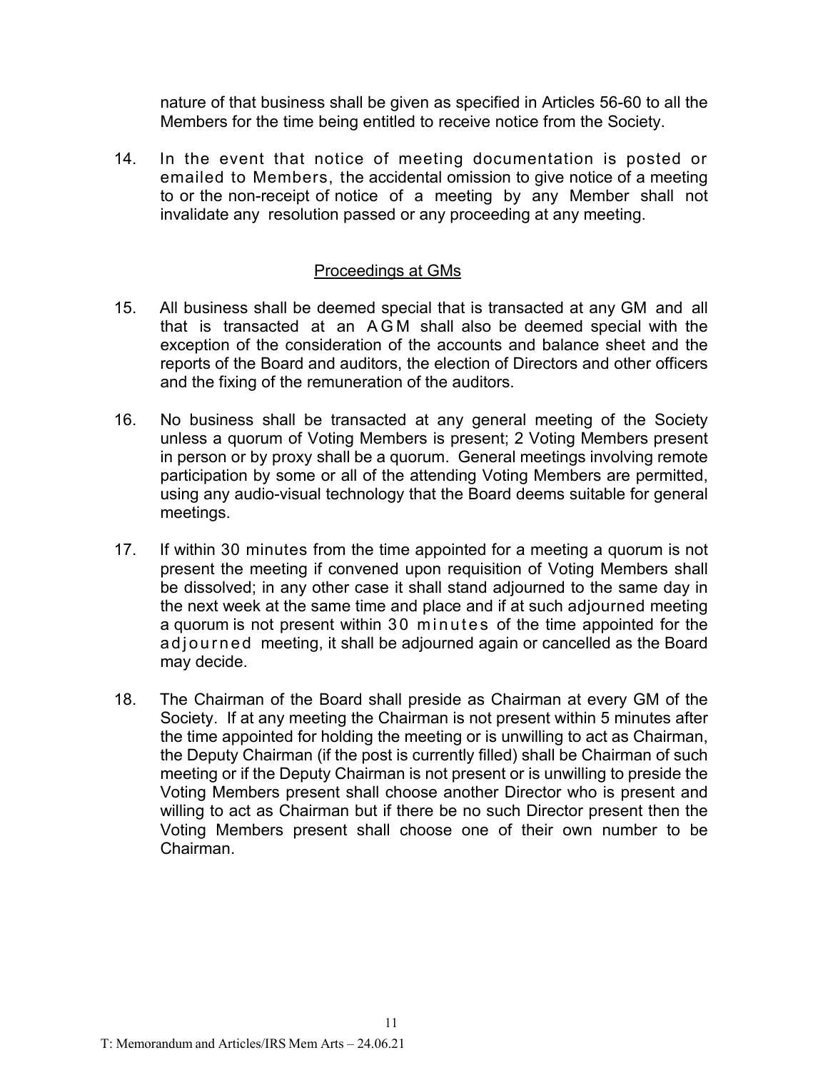nature of that business shall be given as specified in Articles 56-60 to all the Members for the time being entitled to receive notice from the Society.

14. In the event that notice of meeting documentation is posted or emailed to Members, the accidental omission to give notice of a meeting to or the non-receipt of notice of a meeting by any Member shall not invalidate any resolution passed or any proceeding at any meeting.

## Proceedings at GMs

15. All business shall be deemed special that is transacted at any GM and all that is transacted at an AGM shall also be deemed special with the exception of the consideration of the accounts and balance sheet and the reports of the Board and auditors, the election of Directors and other officers and the fixing of the remuneration of the auditors.

16. No business shall be transacted at any general meeting of the Society unless a quorum of Voting Members is present; 2 Voting Members present in person or by proxy shall be a quorum. General meetings involving remote participation by some or all of the attending Voting Members are permitted, using any audio-visual technology that the Board deems suitable for general meetings.

17. If within 30 minutes from the time appointed for a meeting a quorum is not present the meeting if convened upon requisition of Voting Members shall be dissolved; in any other case it shall stand adjourned to the same day in the next week at the same time and place and if at such adjourned meeting a quorum is not present within 30 minutes of the time appointed for the adjourned meeting, it shall be adjourned again or cancelled as the Board may decide.

18. The Chairman of the Board shall preside as Chairman at every GM of the Society. If at any meeting the Chairman is not present within 5 minutes after the time appointed for holding the meeting or is unwilling to act as Chairman, the Deputy Chairman (if the post is currently filled) shall be Chairman of such meeting or if the Deputy Chairman is not present or is unwilling to preside the Voting Members present shall choose another Director who is present and willing to act as Chairman but if there be no such Director present then the Voting Members present shall choose one of their own number to be Chairman.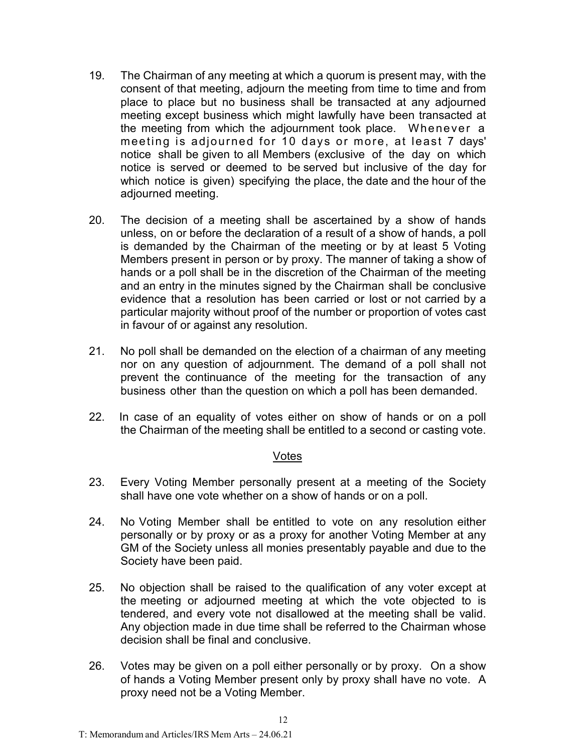19. The Chairman of any meeting at which a quorum is present may, with the consent of that meeting, adjourn the meeting from time to time and from place to place but no business shall be transacted at any adjourned meeting except business which might lawfully have been transacted at the meeting from which the adjournment took place. Whenever a meeting is adjourned for 10 days or more, at least 7 days' notice shall be given to all Members (exclusive of the day on which notice is served or deemed to be served but inclusive of the day for which notice is given) specifying the place, the date and the hour of the adjourned meeting.

20. The decision of a meeting shall be ascertained by a show of hands unless, on or before the declaration of a result of a show of hands, a poll is demanded by the Chairman of the meeting or by at least 5 Voting Members present in person or by proxy. The manner of taking a show of hands or a poll shall be in the discretion of the Chairman of the meeting and an entry in the minutes signed by the Chairman shall be conclusive evidence that a resolution has been carried or lost or not carried by a particular majority without proof of the number or proportion of votes cast in favour of or against any resolution.

21. No poll shall be demanded on the election of a chairman of any meeting nor on any question of adjournment. The demand of a poll shall not prevent the continuance of the meeting for the transaction of any business other than the question on which a poll has been demanded.

22. In case of an equality of votes either on show of hands or on a poll the Chairman of the meeting shall be entitled to a second or casting vote.

<u>Votes</u>

23. Every Voting Member personally present at a meeting of the Society shall have one vote whether on a show of hands or on a poll.

24. No Voting Member shall be entitled to vote on any resolution either personally or by proxy or as a proxy for another Voting Member at any GM of the Society unless all monies presentably payable and due to the Society have been paid.

25. No objection shall be raised to the qualification of any voter except at the meeting or adjourned meeting at which the vote objected to is tendered, and every vote not disallowed at the meeting shall be valid. Any objection made in due time shall be referred to the Chairman whose decision shall be final and conclusive.

26. Votes may be given on a poll either personally or by proxy. On a show of hands a Voting Member present only by proxy shall have no vote. A proxy need not be a Voting Member.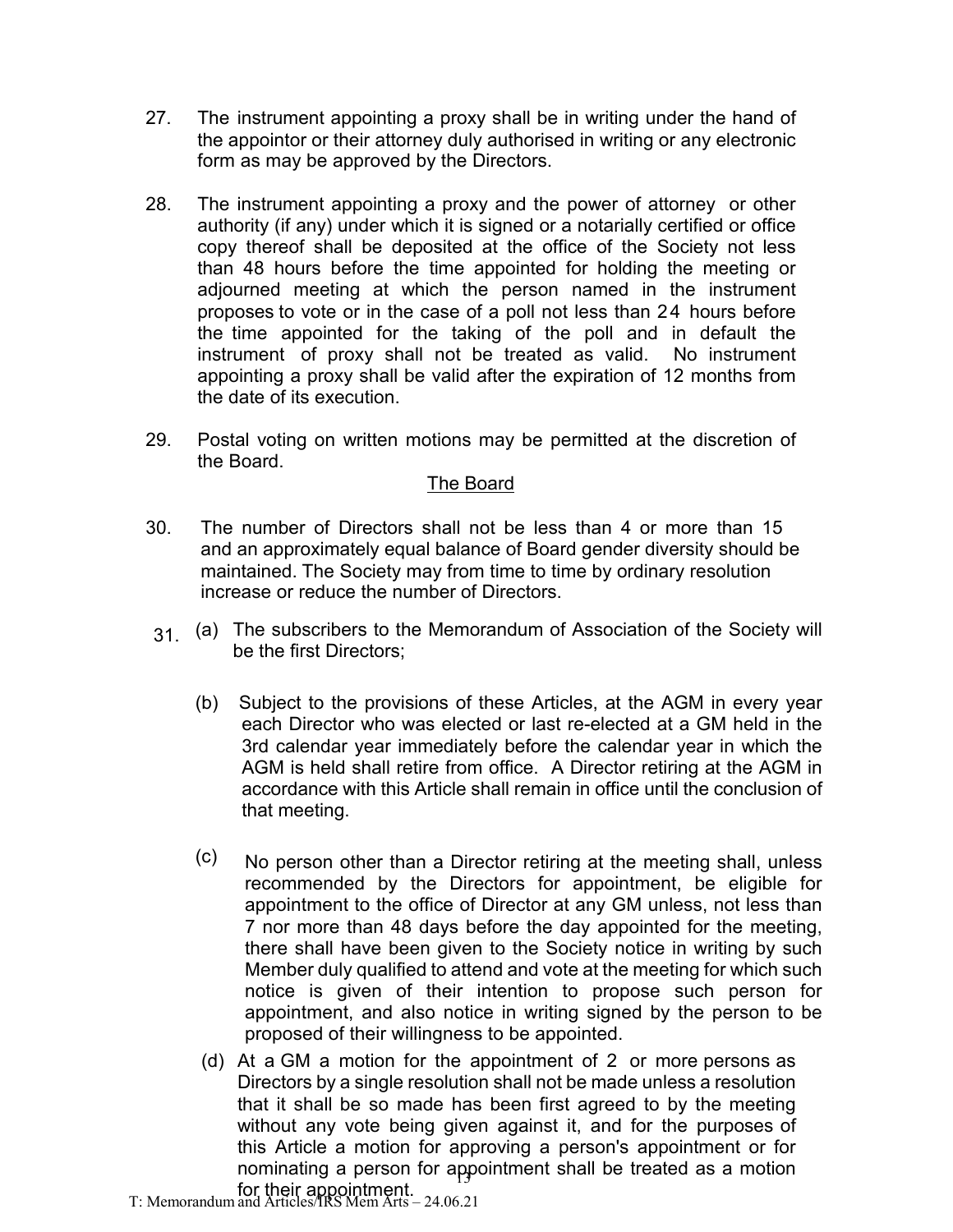27. The instrument appointing a proxy shall be in writing under the hand of the appointor or their attorney duly authorised in writing or any electronic form as may be approved by the Directors.

28. The instrument appointing a proxy and the power of attorney or other authority (if any) under which it is signed or a notarially certified or office copy thereof shall be deposited at the office of the Society not less than 48 hours before the time appointed for holding the meeting or adjourned meeting at which the person named in the instrument proposes to vote or in the case of a poll not less than 24 hours before the time appointed for the taking of the poll and in default the instrument of proxy shall not be treated as valid. No instrument appointing a proxy shall be valid after the expiration of 12 months from the date of its execution.

29. Postal voting on written motions may be permitted at the discretion of the Board.

## The Board

30. The number of Directors shall not be less than 4 or more than 15 and an approximately equal balance of Board gender diversity should be maintained. The Society may from time to time by ordinary resolution increase or reduce the number of Directors.

31. (a) The subscribers to the Memorandum of Association of the Society will be the first Directors;

    (b) Subject to the provisions of these Articles, at the AGM in every year each Director who was elected or last re-elected at a GM held in the 3rd calendar year immediately before the calendar year in which the AGM is held shall retire from office. A Director retiring at the AGM in accordance with this Article shall remain in office until the conclusion of that meeting.

    (c) No person other than a Director retiring at the meeting shall, unless recommended by the Directors for appointment, be eligible for appointment to the office of Director at any GM unless, not less than 7 nor more than 48 days before the day appointed for the meeting, there shall have been given to the Society notice in writing by such Member duly qualified to attend and vote at the meeting for which such notice is given of their intention to propose such person for appointment, and also notice in writing signed by the person to be proposed of their willingness to be appointed.

    (d) At a GM a motion for the appointment of 2 or more persons as Directors by a single resolution shall not be made unless a resolution that it shall be so made has been first agreed to by the meeting without any vote being given against it, and for the purposes of this Article a motion for approving a person's appointment or for nominating a person for appointment shall be treated as a motion for their appointment.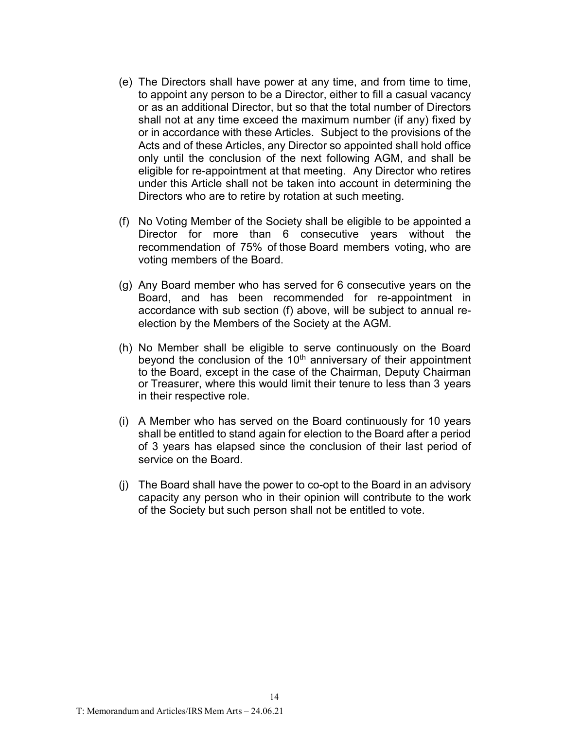(e) The Directors shall have power at any time, and from time to time, to appoint any person to be a Director, either to fill a casual vacancy or as an additional Director, but so that the total number of Directors shall not at any time exceed the maximum number (if any) fixed by or in accordance with these Articles. Subject to the provisions of the Acts and of these Articles, any Director so appointed shall hold office only until the conclusion of the next following AGM, and shall be eligible for re-appointment at that meeting. Any Director who retires under this Article shall not be taken into account in determining the Directors who are to retire by rotation at such meeting.

(f) No Voting Member of the Society shall be eligible to be appointed a Director for more than 6 consecutive years without the recommendation of 75% of those Board members voting, who are voting members of the Board.

(g) Any Board member who has served for 6 consecutive years on the Board, and has been recommended for re-appointment in accordance with sub section (f) above, will be subject to annual re-election by the Members of the Society at the AGM.

(h) No Member shall be eligible to serve continuously on the Board beyond the conclusion of the 10th anniversary of their appointment to the Board, except in the case of the Chairman, Deputy Chairman or Treasurer, where this would limit their tenure to less than 3 years in their respective role.

(i) A Member who has served on the Board continuously for 10 years shall be entitled to stand again for election to the Board after a period of 3 years has elapsed since the conclusion of their last period of service on the Board.

(j) The Board shall have the power to co-opt to the Board in an advisory capacity any person who in their opinion will contribute to the work of the Society but such person shall not be entitled to vote.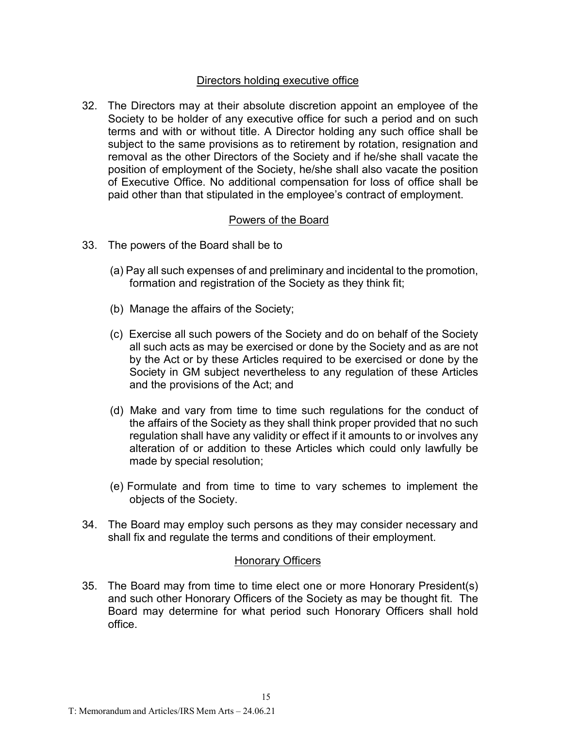## Directors holding executive office

32. The Directors may at their absolute discretion appoint an employee of the Society to be holder of any executive office for such a period and on such terms and with or without title. A Director holding any such office shall be subject to the same provisions as to retirement by rotation, resignation and removal as the other Directors of the Society and if he/she shall vacate the position of employment of the Society, he/she shall also vacate the position of Executive Office. No additional compensation for loss of office shall be paid other than that stipulated in the employee's contract of employment.

## Powers of the Board

33. The powers of the Board shall be to

    (a) Pay all such expenses of and preliminary and incidental to the promotion, formation and registration of the Society as they think fit;

    (b) Manage the affairs of the Society;

    (c) Exercise all such powers of the Society and do on behalf of the Society all such acts as may be exercised or done by the Society and as are not by the Act or by these Articles required to be exercised or done by the Society in GM subject nevertheless to any regulation of these Articles and the provisions of the Act; and

    (d) Make and vary from time to time such regulations for the conduct of the affairs of the Society as they shall think proper provided that no such regulation shall have any validity or effect if it amounts to or involves any alteration of or addition to these Articles which could only lawfully be made by special resolution;

    (e) Formulate and from time to time to vary schemes to implement the objects of the Society.

34. The Board may employ such persons as they may consider necessary and shall fix and regulate the terms and conditions of their employment.

## Honorary Officers

35. The Board may from time to time elect one or more Honorary President(s) and such other Honorary Officers of the Society as may be thought fit. The Board may determine for what period such Honorary Officers shall hold office.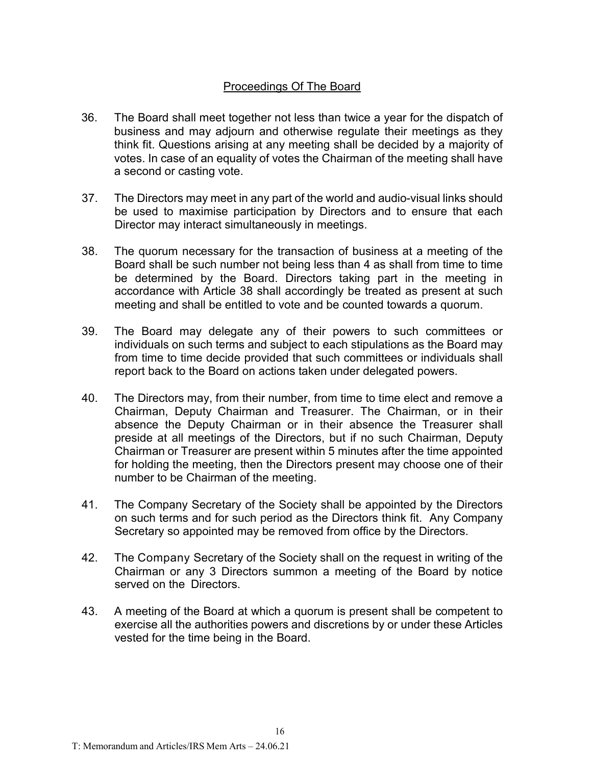## Proceedings Of The Board

36. The Board shall meet together not less than twice a year for the dispatch of business and may adjourn and otherwise regulate their meetings as they think fit. Questions arising at any meeting shall be decided by a majority of votes. In case of an equality of votes the Chairman of the meeting shall have a second or casting vote.

37. The Directors may meet in any part of the world and audio-visual links should be used to maximise participation by Directors and to ensure that each Director may interact simultaneously in meetings.

38. The quorum necessary for the transaction of business at a meeting of the Board shall be such number not being less than 4 as shall from time to time be determined by the Board. Directors taking part in the meeting in accordance with Article 38 shall accordingly be treated as present at such meeting and shall be entitled to vote and be counted towards a quorum.

39. The Board may delegate any of their powers to such committees or individuals on such terms and subject to each stipulations as the Board may from time to time decide provided that such committees or individuals shall report back to the Board on actions taken under delegated powers.

40. The Directors may, from their number, from time to time elect and remove a Chairman, Deputy Chairman and Treasurer. The Chairman, or in their absence the Deputy Chairman or in their absence the Treasurer shall preside at all meetings of the Directors, but if no such Chairman, Deputy Chairman or Treasurer are present within 5 minutes after the time appointed for holding the meeting, then the Directors present may choose one of their number to be Chairman of the meeting.

41. The Company Secretary of the Society shall be appointed by the Directors on such terms and for such period as the Directors think fit. Any Company Secretary so appointed may be removed from office by the Directors.

42. The Company Secretary of the Society shall on the request in writing of the Chairman or any 3 Directors summon a meeting of the Board by notice served on the Directors.

43. A meeting of the Board at which a quorum is present shall be competent to exercise all the authorities powers and discretions by or under these Articles vested for the time being in the Board.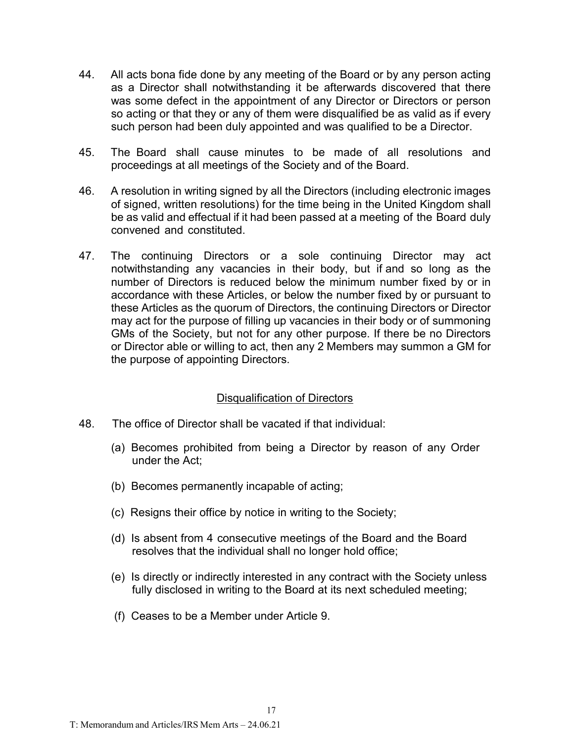44. All acts bona fide done by any meeting of the Board or by any person acting as a Director shall notwithstanding it be afterwards discovered that there was some defect in the appointment of any Director or Directors or person so acting or that they or any of them were disqualified be as valid as if every such person had been duly appointed and was qualified to be a Director.

45. The Board shall cause minutes to be made of all resolutions and proceedings at all meetings of the Society and of the Board.

46. A resolution in writing signed by all the Directors (including electronic images of signed, written resolutions) for the time being in the United Kingdom shall be as valid and effectual if it had been passed at a meeting of the Board duly convened and constituted.

47. The continuing Directors or a sole continuing Director may act notwithstanding any vacancies in their body, but if and so long as the number of Directors is reduced below the minimum number fixed by or in accordance with these Articles, or below the number fixed by or pursuant to these Articles as the quorum of Directors, the continuing Directors or Director may act for the purpose of filling up vacancies in their body or of summoning GMs of the Society, but not for any other purpose. If there be no Directors or Director able or willing to act, then any 2 Members may summon a GM for the purpose of appointing Directors.

## Disqualification of Directors

48. The office of Director shall be vacated if that individual:

    (a) Becomes prohibited from being a Director by reason of any Order under the Act;

    (b) Becomes permanently incapable of acting;

    (c) Resigns their office by notice in writing to the Society;

    (d) Is absent from 4 consecutive meetings of the Board and the Board resolves that the individual shall no longer hold office;

    (e) Is directly or indirectly interested in any contract with the Society unless fully disclosed in writing to the Board at its next scheduled meeting;

    (f) Ceases to be a Member under Article 9.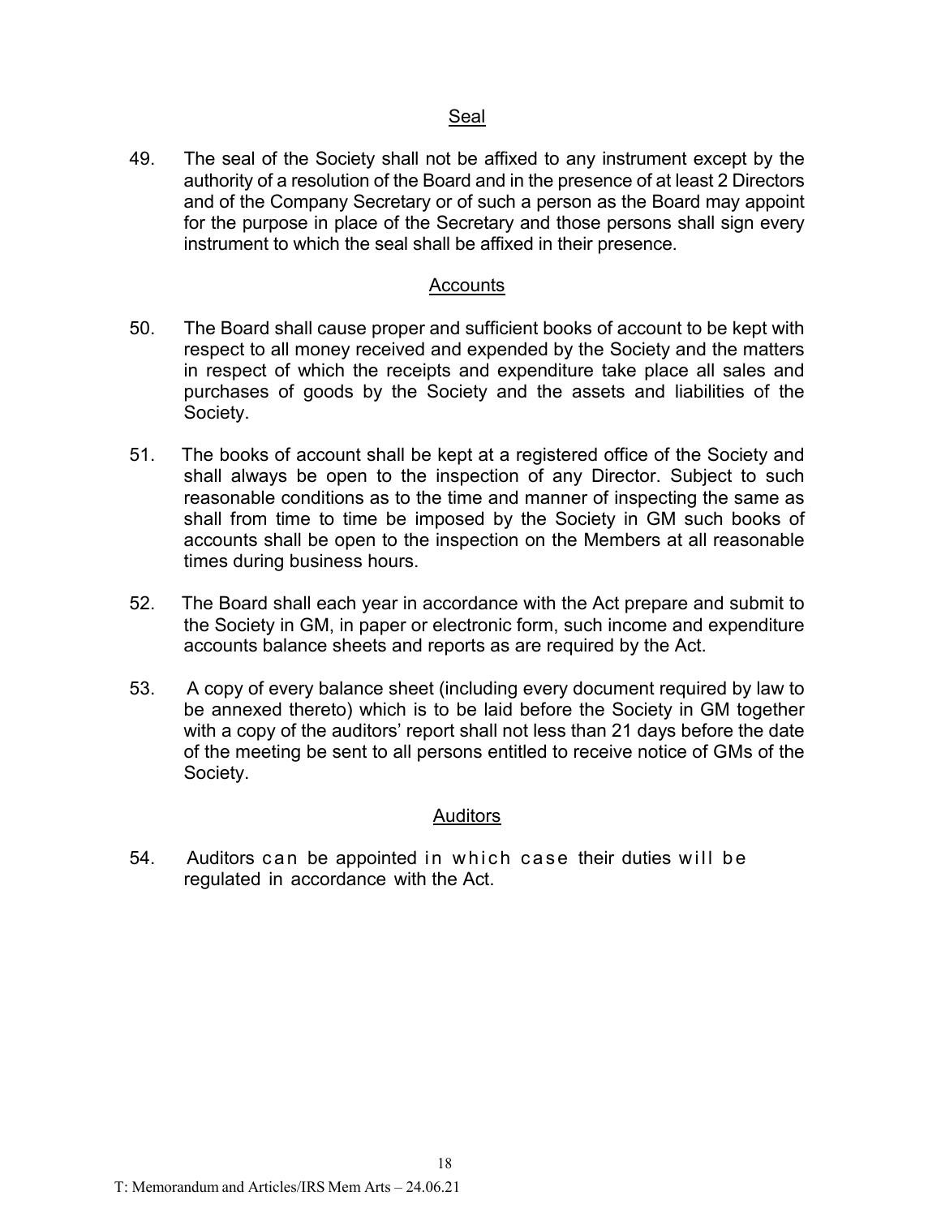## Seal

49. The seal of the Society shall not be affixed to any instrument except by the authority of a resolution of the Board and in the presence of at least 2 Directors and of the Company Secretary or of such a person as the Board may appoint for the purpose in place of the Secretary and those persons shall sign every instrument to which the seal shall be affixed in their presence.

## Accounts

50. The Board shall cause proper and sufficient books of account to be kept with respect to all money received and expended by the Society and the matters in respect of which the receipts and expenditure take place all sales and purchases of goods by the Society and the assets and liabilities of the Society.

51. The books of account shall be kept at a registered office of the Society and shall always be open to the inspection of any Director. Subject to such reasonable conditions as to the time and manner of inspecting the same as shall from time to time be imposed by the Society in GM such books of accounts shall be open to the inspection on the Members at all reasonable times during business hours.

52. The Board shall each year in accordance with the Act prepare and submit to the Society in GM, in paper or electronic form, such income and expenditure accounts balance sheets and reports as are required by the Act.

53. A copy of every balance sheet (including every document required by law to be annexed thereto) which is to be laid before the Society in GM together with a copy of the auditors' report shall not less than 21 days before the date of the meeting be sent to all persons entitled to receive notice of GMs of the Society.

## Auditors

54. Auditors can be appointed in which case their duties will be regulated in accordance with the Act.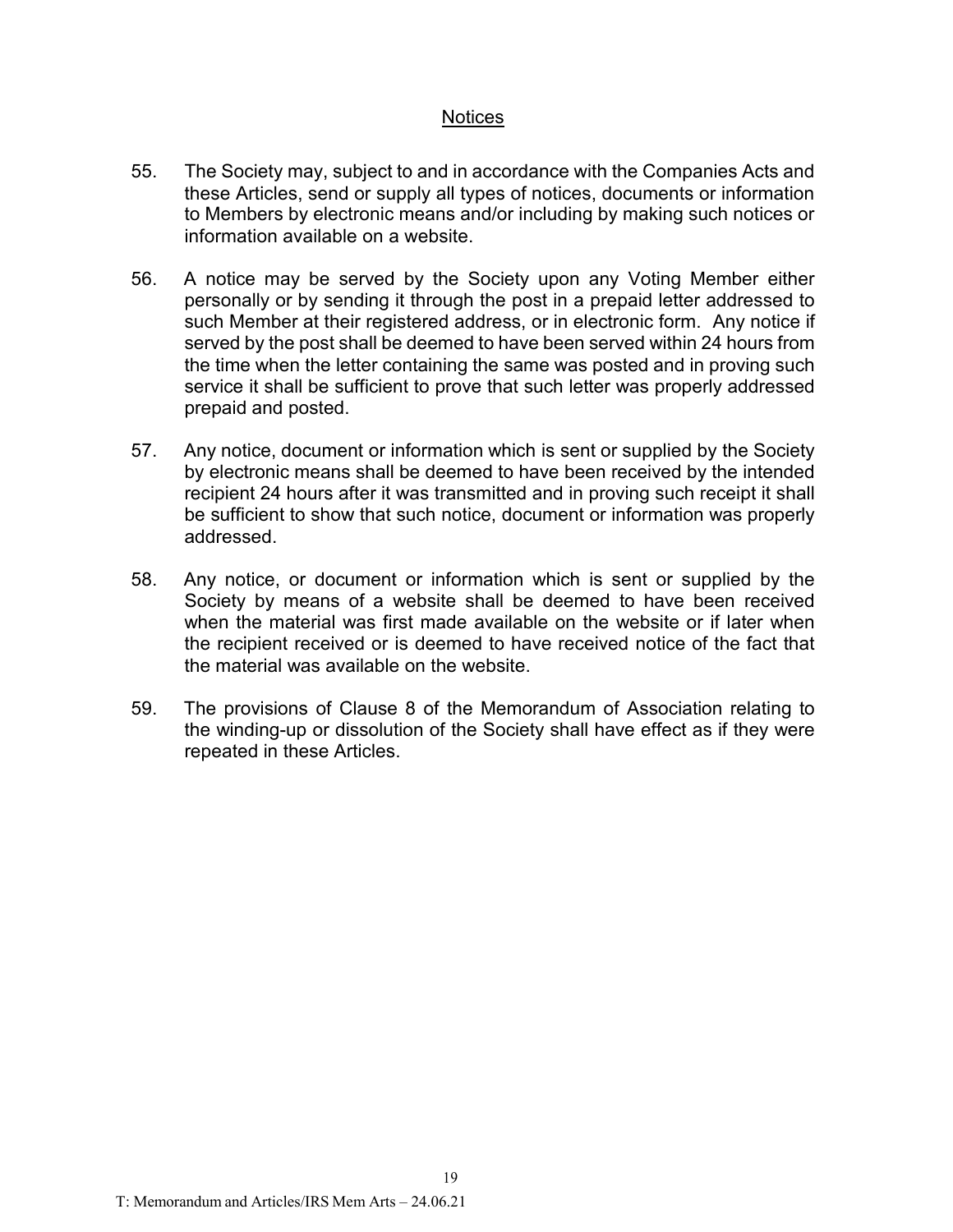## Notices

55. The Society may, subject to and in accordance with the Companies Acts and these Articles, send or supply all types of notices, documents or information to Members by electronic means and/or including by making such notices or information available on a website.

56. A notice may be served by the Society upon any Voting Member either personally or by sending it through the post in a prepaid letter addressed to such Member at their registered address, or in electronic form. Any notice if served by the post shall be deemed to have been served within 24 hours from the time when the letter containing the same was posted and in proving such service it shall be sufficient to prove that such letter was properly addressed prepaid and posted.

57. Any notice, document or information which is sent or supplied by the Society by electronic means shall be deemed to have been received by the intended recipient 24 hours after it was transmitted and in proving such receipt it shall be sufficient to show that such notice, document or information was properly addressed.

58. Any notice, or document or information which is sent or supplied by the Society by means of a website shall be deemed to have been received when the material was first made available on the website or if later when the recipient received or is deemed to have received notice of the fact that the material was available on the website.

59. The provisions of Clause 8 of the Memorandum of Association relating to the winding-up or dissolution of the Society shall have effect as if they were repeated in these Articles.

T: Memorandum and Articles/IRS Mem Arts – 24.06.21